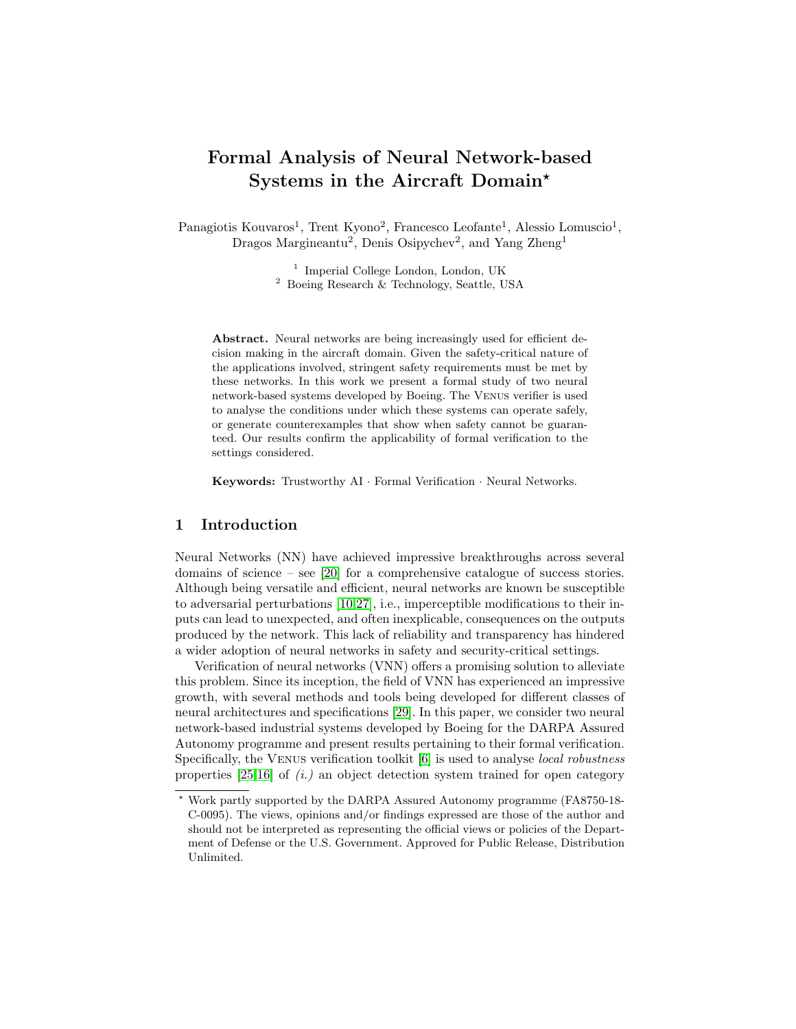# Formal Analysis of Neural Network-based Systems in the Aircraft Domain*

Panagiotis Kouvaros[1], Trent Kyono[2], Francesco Leofante[1], Alessio Lomuscio[1], Dragos Margineantu[2], Denis Osipychev[2], and Yang Zheng[1]

[1] Imperial College London, London, UK
[2] Boeing Research & Technology, Seattle, USA

**Abstract.** Neural networks are being increasingly used for efficient decision making in the aircraft domain. Given the safety-critical nature of the applications involved, stringent safety requirements must be met by these networks. In this work we present a formal study of two neural network-based systems developed by Boeing. The Venus verifier is used to analyse the conditions under which these systems can operate safely, or generate counterexamples that show when safety cannot be guaranteed. Our results confirm the applicability of formal verification to the settings considered.

**Keywords:** Trustworthy AI · Formal Verification · Neural Networks.

## 1 Introduction

Neural Networks (NN) have achieved impressive breakthroughs across several domains of science – see [20] for a comprehensive catalogue of success stories. Although being versatile and efficient, neural networks are known be susceptible to adversarial perturbations [10,27], i.e., imperceptible modifications to their inputs can lead to unexpected, and often inexplicable, consequences on the outputs produced by the network. This lack of reliability and transparency has hindered a wider adoption of neural networks in safety and security-critical settings.

Verification of neural networks (VNN) offers a promising solution to alleviate this problem. Since its inception, the field of VNN has experienced an impressive growth, with several methods and tools being developed for different classes of neural architectures and specifications [29]. In this paper, we consider two neural network-based industrial systems developed by Boeing for the DARPA Assured Autonomy programme and present results pertaining to their formal verification. Specifically, the Venus verification toolkit [6] is used to analyse *local robustness* properties [25,16] of *(i.)* an object detection system trained for open category

* Work partly supported by the DARPA Assured Autonomy programme (FA8750-18-C-0095). The views, opinions and/or findings expressed are those of the author and should not be interpreted as representing the official views or policies of the Department of Defense or the U.S. Government. Approved for Public Release, Distribution Unlimited.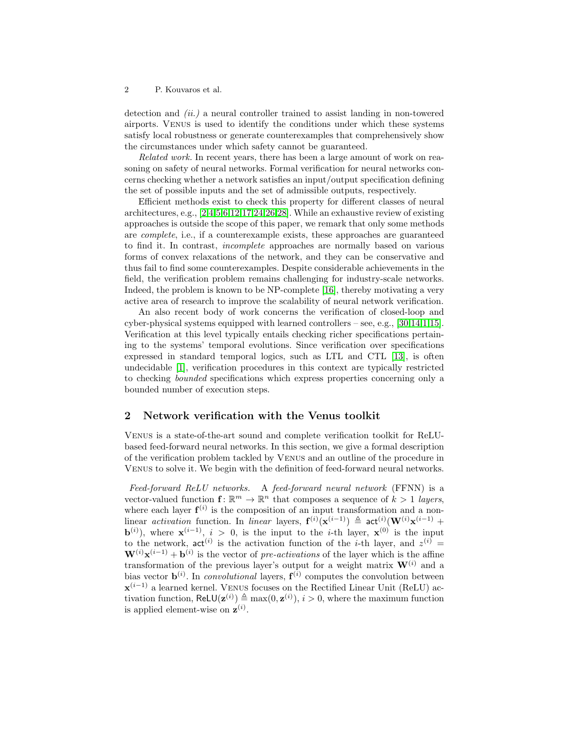detection and *(ii.)* a neural controller trained to assist landing in non-towered airports. Venus is used to identify the conditions under which these systems satisfy local robustness or generate counterexamples that comprehensively show the circumstances under which safety cannot be guaranteed.

*Related work.* In recent years, there has been a large amount of work on reasoning on safety of neural networks. Formal verification for neural networks concerns checking whether a network satisfies an input/output specification defining the set of possible inputs and the set of admissible outputs, respectively.

Efficient methods exist to check this property for different classes of neural architectures, e.g., [2,4,5,6,12,17,24,26,28]. While an exhaustive review of existing approaches is outside the scope of this paper, we remark that only some methods are *complete*, i.e., if a counterexample exists, these approaches are guaranteed to find it. In contrast, *incomplete* approaches are normally based on various forms of convex relaxations of the network, and they can be conservative and thus fail to find some counterexamples. Despite considerable achievements in the field, the verification problem remains challenging for industry-scale networks. Indeed, the problem is known to be NP-complete [16], thereby motivating a very active area of research to improve the scalability of neural network verification.

An also recent body of work concerns the verification of closed-loop and cyber-physical systems equipped with learned controllers – see, e.g., [30,14,1,15]. Verification at this level typically entails checking richer specifications pertaining to the systems' temporal evolutions. Since verification over specifications expressed in standard temporal logics, such as LTL and CTL [13], is often undecidable [1], verification procedures in this context are typically restricted to checking *bounded* specifications which express properties concerning only a bounded number of execution steps.

## 2 Network verification with the Venus toolkit

Venus is a state-of-the-art sound and complete verification toolkit for ReLU-based feed-forward neural networks. In this section, we give a formal description of the verification problem tackled by Venus and an outline of the procedure in Venus to solve it. We begin with the definition of feed-forward neural networks.

*Feed-forward ReLU networks.* A *feed-forward neural network* (FFNN) is a vector-valued function $\mathbf{f}\colon \mathbb{R}^m \rightarrow \mathbb{R}^n$ that composes a sequence of $k > 1$ *layers*, where each layer $\mathbf{f}^{(i)}$ is the composition of an input transformation and a non-linear *activation* function. In *linear* layers, $\mathbf{f}^{(i)}(\mathbf{x}^{(i-1)}) \triangleq \mathsf{act}^{(i)}(\mathbf{W}^{(i)}\mathbf{x}^{(i-1)} + \mathbf{b}^{(i)})$, where $\mathbf{x}^{(i-1)}$, $i > 0$, is the input to the $i$-th layer, $\mathbf{x}^{(0)}$ is the input to the network, $\mathsf{act}^{(i)}$ is the activation function of the $i$-th layer, and $z^{(i)} = \mathbf{W}^{(i)}\mathbf{x}^{(i-1)} + \mathbf{b}^{(i)}$ is the vector of *pre-activations* of the layer which is the affine transformation of the previous layer's output for a weight matrix $\mathbf{W}^{(i)}$ and a bias vector $\mathbf{b}^{(i)}$. In *convolutional* layers, $\mathbf{f}^{(i)}$ computes the convolution between $\mathbf{x}^{(i-1)}$ a learned kernel. Venus focuses on the Rectified Linear Unit (ReLU) activation function, $\mathsf{ReLU}(\mathbf{z}^{(i)}) \triangleq \max(0, \mathbf{z}^{(i)})$, $i > 0$, where the maximum function is applied element-wise on $\mathbf{z}^{(i)}$.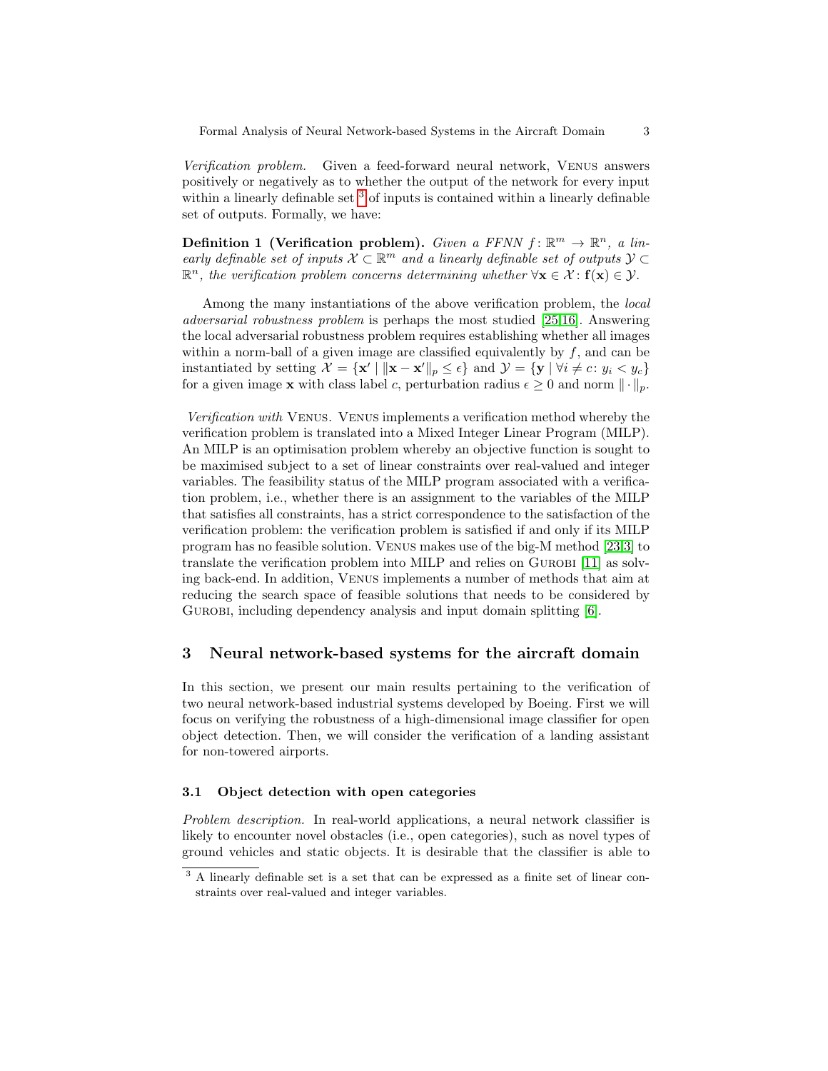*Verification problem.* Given a feed-forward neural network, Venus answers positively or negatively as to whether the output of the network for every input within a linearly definable set [3] of inputs is contained within a linearly definable set of outputs. Formally, we have:

**Definition 1 (Verification problem).** *Given a FFNN $f: \mathbb{R}^m \to \mathbb{R}^n$, a linearly definable set of inputs $\mathcal{X} \subset \mathbb{R}^m$ and a linearly definable set of outputs $\mathcal{Y} \subset \mathbb{R}^n$, the verification problem concerns determining whether $\forall \mathbf{x} \in \mathcal{X}: \mathbf{f}(\mathbf{x}) \in \mathcal{Y}$.*

Among the many instantiations of the above verification problem, the *local adversarial robustness problem* is perhaps the most studied [25,16]. Answering the local adversarial robustness problem requires establishing whether all images within a norm-ball of a given image are classified equivalently by $f$, and can be instantiated by setting $\mathcal{X} = \{\mathbf{x}' \mid \|\mathbf{x} - \mathbf{x}'\|_p \leq \epsilon\}$ and $\mathcal{Y} = \{\mathbf{y} \mid \forall i \neq c: y_i < y_c\}$ for a given image $\mathbf{x}$ with class label $c$, perturbation radius $\epsilon \geq 0$ and norm $\|\cdot\|_p$.

*Verification with* Venus. Venus implements a verification method whereby the verification problem is translated into a Mixed Integer Linear Program (MILP). An MILP is an optimisation problem whereby an objective function is sought to be maximised subject to a set of linear constraints over real-valued and integer variables. The feasibility status of the MILP program associated with a verification problem, i.e., whether there is an assignment to the variables of the MILP that satisfies all constraints, has a strict correspondence to the satisfaction of the verification problem: the verification problem is satisfied if and only if its MILP program has no feasible solution. Venus makes use of the big-M method [23,3] to translate the verification problem into MILP and relies on Gurobi [11] as solving back-end. In addition, Venus implements a number of methods that aim at reducing the search space of feasible solutions that needs to be considered by Gurobi, including dependency analysis and input domain splitting [6].

## 3 Neural network-based systems for the aircraft domain

In this section, we present our main results pertaining to the verification of two neural network-based industrial systems developed by Boeing. First we will focus on verifying the robustness of a high-dimensional image classifier for open object detection. Then, we will consider the verification of a landing assistant for non-towered airports.

### 3.1 Object detection with open categories

*Problem description.* In real-world applications, a neural network classifier is likely to encounter novel obstacles (i.e., open categories), such as novel types of ground vehicles and static objects. It is desirable that the classifier is able to

[3] A linearly definable set is a set that can be expressed as a finite set of linear constraints over real-valued and integer variables.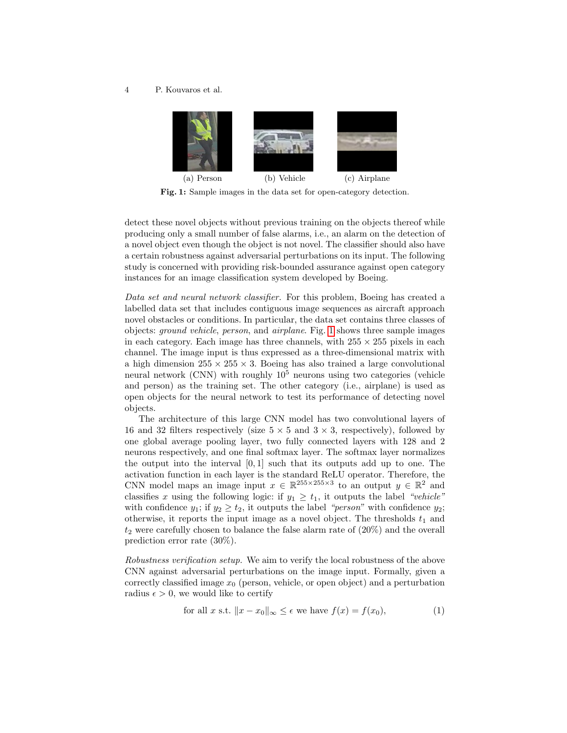(a) Person (b) Vehicle (c) Airplane

**Fig. 1:** Sample images in the data set for open-category detection.

detect these novel objects without previous training on the objects thereof while producing only a small number of false alarms, i.e., an alarm on the detection of a novel object even though the object is not novel. The classifier should also have a certain robustness against adversarial perturbations on its input. The following study is concerned with providing risk-bounded assurance against open category instances for an image classification system developed by Boeing.

*Data set and neural network classifier.* For this problem, Boeing has created a labelled data set that includes contiguous image sequences as aircraft approach novel obstacles or conditions. In particular, the data set contains three classes of objects: *ground vehicle*, *person*, and *airplane*. Fig. 1 shows three sample images in each category. Each image has three channels, with $255 \times 255$ pixels in each channel. The image input is thus expressed as a three-dimensional matrix with a high dimension $255 \times 255 \times 3$. Boeing has also trained a large convolutional neural network (CNN) with roughly $10^5$ neurons using two categories (vehicle and person) as the training set. The other category (i.e., airplane) is used as open objects for the neural network to test its performance of detecting novel objects.

The architecture of this large CNN model has two convolutional layers of 16 and 32 filters respectively (size $5 \times 5$ and $3 \times 3$, respectively), followed by one global average pooling layer, two fully connected layers with 128 and 2 neurons respectively, and one final softmax layer. The softmax layer normalizes the output into the interval $[0, 1]$ such that its outputs add up to one. The activation function in each layer is the standard ReLU operator. Therefore, the CNN model maps an image input $x \in \mathbb{R}^{255 \times 255 \times 3}$ to an output $y \in \mathbb{R}^2$ and classifies $x$ using the following logic: if $y_1 \geq t_1$, it outputs the label *"vehicle"* with confidence $y_1$; if $y_2 \geq t_2$, it outputs the label *"person"* with confidence $y_2$; otherwise, it reports the input image as a novel object. The thresholds $t_1$ and $t_2$ were carefully chosen to balance the false alarm rate of (20%) and the overall prediction error rate (30%).

*Robustness verification setup.* We aim to verify the local robustness of the above CNN against adversarial perturbations on the image input. Formally, given a correctly classified image $x_0$ (person, vehicle, or open object) and a perturbation radius $\epsilon > 0$, we would like to certify

$$\text{for all } x \text{ s.t. } \|x - x_0\|_\infty \leq \epsilon \text{ we have } f(x) = f(x_0), \qquad (1)$$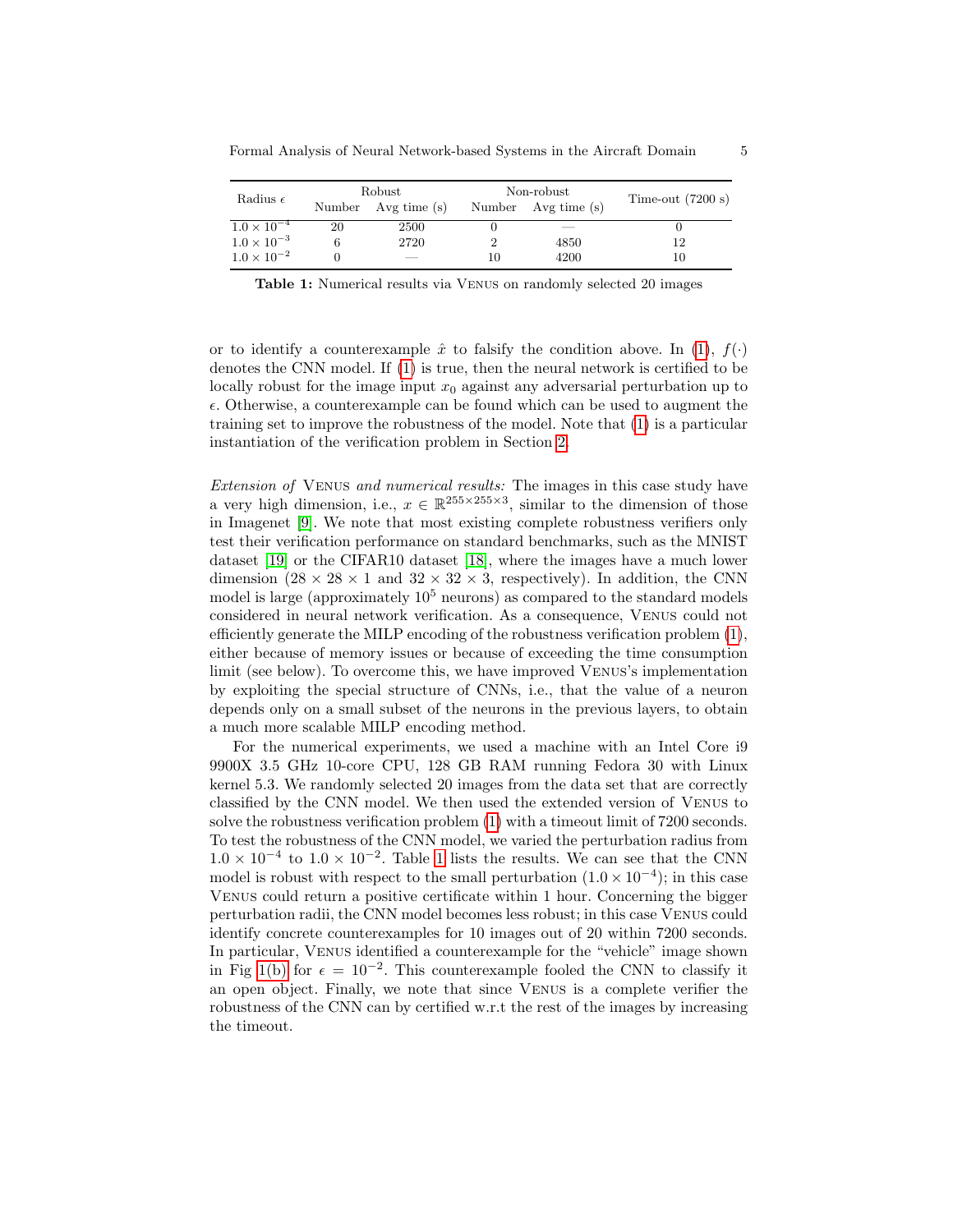| Radius $\epsilon$ | Robust | | Non-robust | | Time-out (7200 s) |
|---|---|---|---|---|---|
| | Number | Avg time (s) | Number | Avg time (s) | |
| $1.0 \times 10^{-4}$ | 20 | 2500 | 0 | — | 0 |
| $1.0 \times 10^{-3}$ | 6 | 2720 | 2 | 4850 | 12 |
| $1.0 \times 10^{-2}$ | 0 | — | 10 | 4200 | 10 |

**Table 1:** Numerical results via Venus on randomly selected 20 images

or to identify a counterexample $\hat{x}$ to falsify the condition above. In (1), $f(\cdot)$ denotes the CNN model. If (1) is true, then the neural network is certified to be locally robust for the image input $x_0$ against any adversarial perturbation up to $\epsilon$. Otherwise, a counterexample can be found which can be used to augment the training set to improve the robustness of the model. Note that (1) is a particular instantiation of the verification problem in Section 2.

*Extension of* Venus *and numerical results:* The images in this case study have a very high dimension, i.e., $x \in \mathbb{R}^{255\times255\times3}$, similar to the dimension of those in Imagenet [9]. We note that most existing complete robustness verifiers only test their verification performance on standard benchmarks, such as the MNIST dataset [19] or the CIFAR10 dataset [18], where the images have a much lower dimension ($28 \times 28 \times 1$ and $32 \times 32 \times 3$, respectively). In addition, the CNN model is large (approximately $10^5$ neurons) as compared to the standard models considered in neural network verification. As a consequence, Venus could not efficiently generate the MILP encoding of the robustness verification problem (1), either because of memory issues or because of exceeding the time consumption limit (see below). To overcome this, we have improved Venus's implementation by exploiting the special structure of CNNs, i.e., that the value of a neuron depends only on a small subset of the neurons in the previous layers, to obtain a much more scalable MILP encoding method.

For the numerical experiments, we used a machine with an Intel Core i9 9900X 3.5 GHz 10-core CPU, 128 GB RAM running Fedora 30 with Linux kernel 5.3. We randomly selected 20 images from the data set that are correctly classified by the CNN model. We then used the extended version of Venus to solve the robustness verification problem (1) with a timeout limit of 7200 seconds. To test the robustness of the CNN model, we varied the perturbation radius from $1.0 \times 10^{-4}$ to $1.0 \times 10^{-2}$. Table 1 lists the results. We can see that the CNN model is robust with respect to the small perturbation ($1.0 \times 10^{-4}$); in this case Venus could return a positive certificate within 1 hour. Concerning the bigger perturbation radii, the CNN model becomes less robust; in this case Venus could identify concrete counterexamples for 10 images out of 20 within 7200 seconds. In particular, Venus identified a counterexample for the "vehicle" image shown in Fig 1(b) for $\epsilon = 10^{-2}$. This counterexample fooled the CNN to classify it an open object. Finally, we note that since Venus is a complete verifier the robustness of the CNN can by certified w.r.t the rest of the images by increasing the timeout.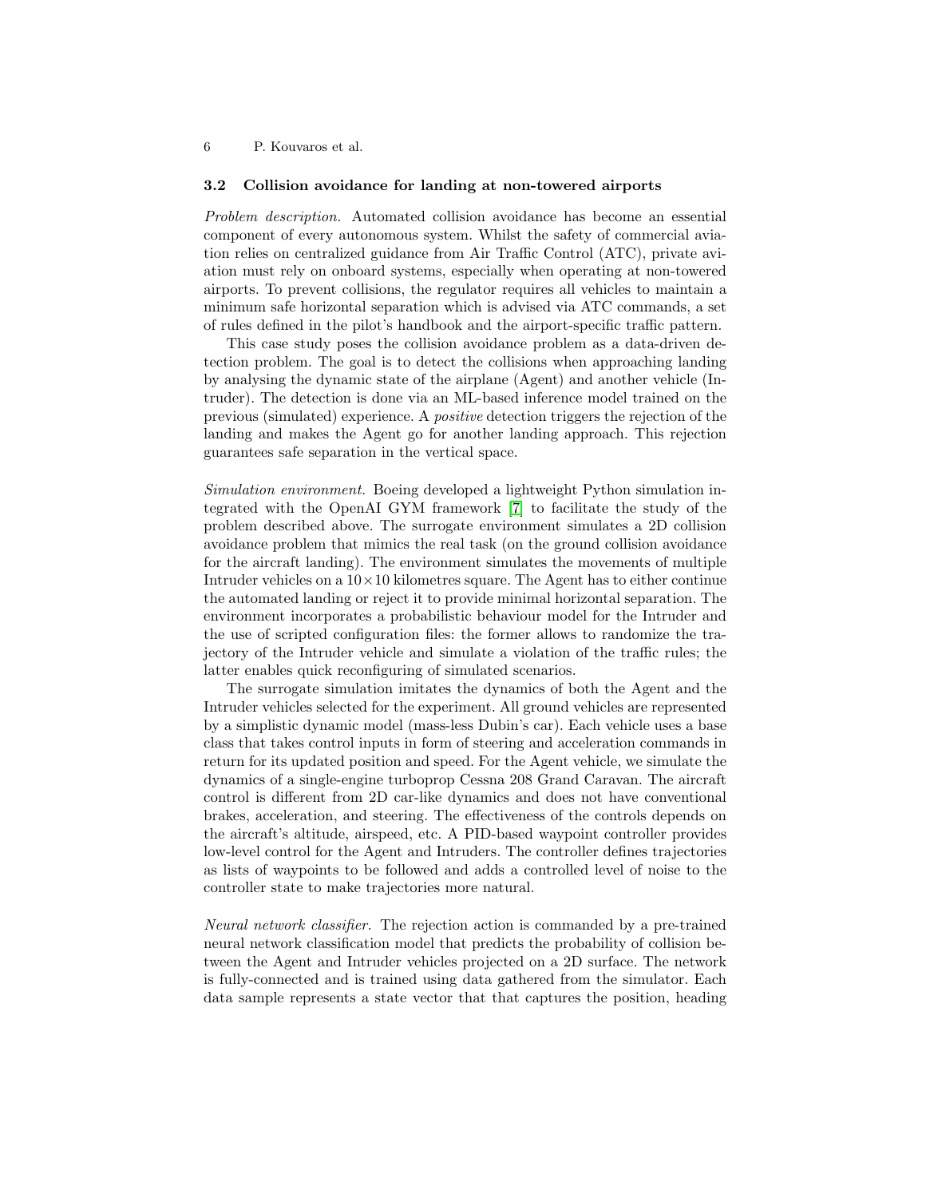### 3.2 Collision avoidance for landing at non-towered airports

*Problem description.* Automated collision avoidance has become an essential component of every autonomous system. Whilst the safety of commercial aviation relies on centralized guidance from Air Traffic Control (ATC), private aviation must rely on onboard systems, especially when operating at non-towered airports. To prevent collisions, the regulator requires all vehicles to maintain a minimum safe horizontal separation which is advised via ATC commands, a set of rules defined in the pilot's handbook and the airport-specific traffic pattern.

This case study poses the collision avoidance problem as a data-driven detection problem. The goal is to detect the collisions when approaching landing by analysing the dynamic state of the airplane (Agent) and another vehicle (Intruder). The detection is done via an ML-based inference model trained on the previous (simulated) experience. A *positive* detection triggers the rejection of the landing and makes the Agent go for another landing approach. This rejection guarantees safe separation in the vertical space.

*Simulation environment.* Boeing developed a lightweight Python simulation integrated with the OpenAI GYM framework [7] to facilitate the study of the problem described above. The surrogate environment simulates a 2D collision avoidance problem that mimics the real task (on the ground collision avoidance for the aircraft landing). The environment simulates the movements of multiple Intruder vehicles on a $10 \times 10$ kilometres square. The Agent has to either continue the automated landing or reject it to provide minimal horizontal separation. The environment incorporates a probabilistic behaviour model for the Intruder and the use of scripted configuration files: the former allows to randomize the trajectory of the Intruder vehicle and simulate a violation of the traffic rules; the latter enables quick reconfiguring of simulated scenarios.

The surrogate simulation imitates the dynamics of both the Agent and the Intruder vehicles selected for the experiment. All ground vehicles are represented by a simplistic dynamic model (mass-less Dubin's car). Each vehicle uses a base class that takes control inputs in form of steering and acceleration commands in return for its updated position and speed. For the Agent vehicle, we simulate the dynamics of a single-engine turboprop Cessna 208 Grand Caravan. The aircraft control is different from 2D car-like dynamics and does not have conventional brakes, acceleration, and steering. The effectiveness of the controls depends on the aircraft's altitude, airspeed, etc. A PID-based waypoint controller provides low-level control for the Agent and Intruders. The controller defines trajectories as lists of waypoints to be followed and adds a controlled level of noise to the controller state to make trajectories more natural.

*Neural network classifier.* The rejection action is commanded by a pre-trained neural network classification model that predicts the probability of collision between the Agent and Intruder vehicles projected on a 2D surface. The network is fully-connected and is trained using data gathered from the simulator. Each data sample represents a state vector that that captures the position, heading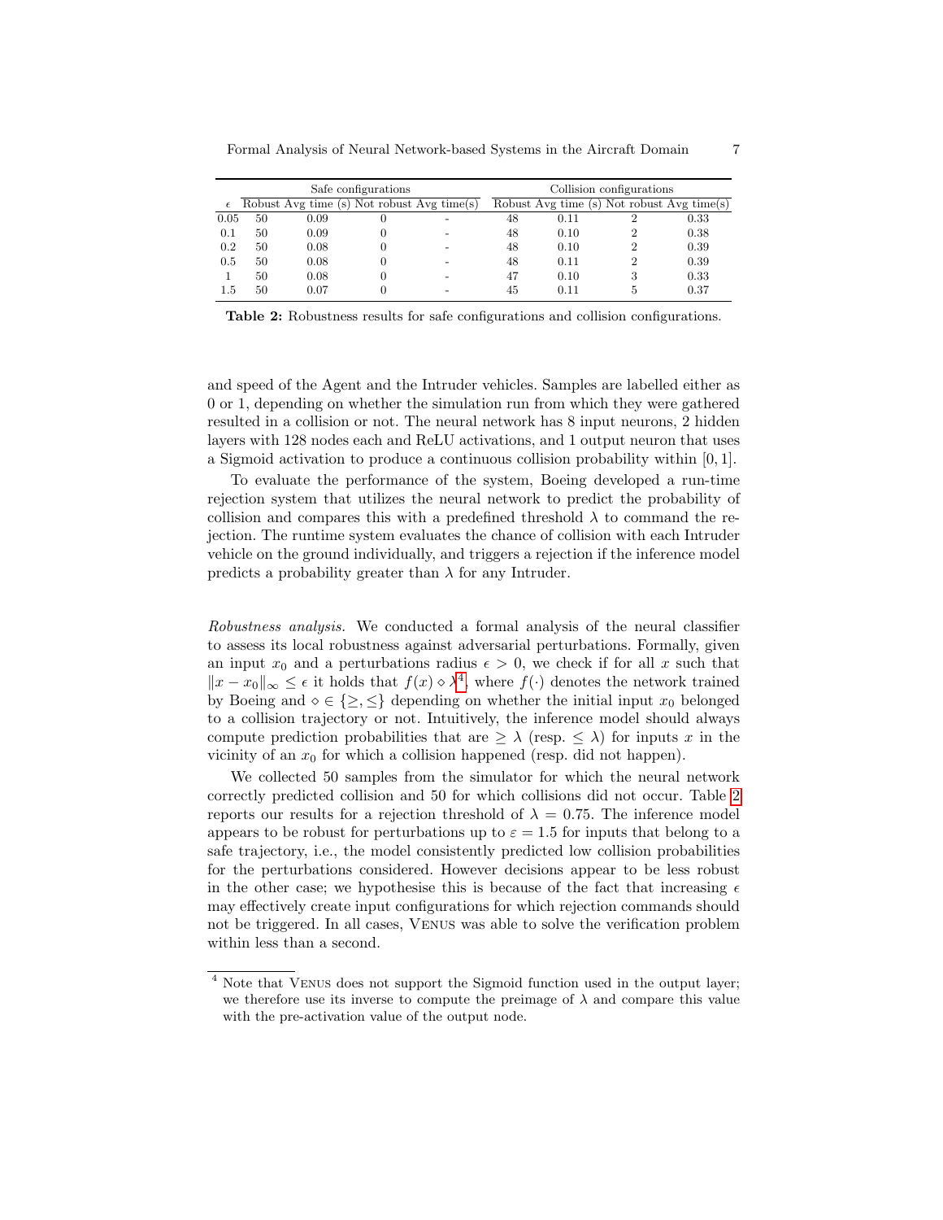| $\epsilon$ | Safe configurations | | | | Collision configurations | | | |
|---|---|---|---|---|---|---|---|---|
| | Robust | Avg time (s) | Not robust | Avg time(s) | Robust | Avg time (s) | Not robust | Avg time(s) |
| 0.05 | 50 | 0.09 | 0 | - | 48 | 0.11 | 2 | 0.33 |
| 0.1 | 50 | 0.09 | 0 | - | 48 | 0.10 | 2 | 0.38 |
| 0.2 | 50 | 0.08 | 0 | - | 48 | 0.10 | 2 | 0.39 |
| 0.5 | 50 | 0.08 | 0 | - | 48 | 0.11 | 2 | 0.39 |
| 1 | 50 | 0.08 | 0 | - | 47 | 0.10 | 3 | 0.33 |
| 1.5 | 50 | 0.07 | 0 | - | 45 | 0.11 | 5 | 0.37 |

**Table 2:** Robustness results for safe configurations and collision configurations.

and speed of the Agent and the Intruder vehicles. Samples are labelled either as 0 or 1, depending on whether the simulation run from which they were gathered resulted in a collision or not. The neural network has 8 input neurons, 2 hidden layers with 128 nodes each and ReLU activations, and 1 output neuron that uses a Sigmoid activation to produce a continuous collision probability within $[0, 1]$.

To evaluate the performance of the system, Boeing developed a run-time rejection system that utilizes the neural network to predict the probability of collision and compares this with a predefined threshold $\lambda$ to command the rejection. The runtime system evaluates the chance of collision with each Intruder vehicle on the ground individually, and triggers a rejection if the inference model predicts a probability greater than $\lambda$ for any Intruder.

*Robustness analysis.* We conducted a formal analysis of the neural classifier to assess its local robustness against adversarial perturbations. Formally, given an input $x_0$ and a perturbations radius $\epsilon > 0$, we check if for all $x$ such that $\|x - x_0\|_\infty \leq \epsilon$ it holds that $f(x) \diamond \lambda$[4], where $f(\cdot)$ denotes the network trained by Boeing and $\diamond \in \{\geq, \leq\}$ depending on whether the initial input $x_0$ belonged to a collision trajectory or not. Intuitively, the inference model should always compute prediction probabilities that are $\geq \lambda$ (resp. $\leq \lambda$) for inputs $x$ in the vicinity of an $x_0$ for which a collision happened (resp. did not happen).

We collected 50 samples from the simulator for which the neural network correctly predicted collision and 50 for which collisions did not occur. Table 2 reports our results for a rejection threshold of $\lambda = 0.75$. The inference model appears to be robust for perturbations up to $\varepsilon = 1.5$ for inputs that belong to a safe trajectory, i.e., the model consistently predicted low collision probabilities for the perturbations considered. However decisions appear to be less robust in the other case; we hypothesise this is because of the fact that increasing $\epsilon$ may effectively create input configurations for which rejection commands should not be triggered. In all cases, Venus was able to solve the verification problem within less than a second.

[4] Note that Venus does not support the Sigmoid function used in the output layer; we therefore use its inverse to compute the preimage of $\lambda$ and compare this value with the pre-activation value of the output node.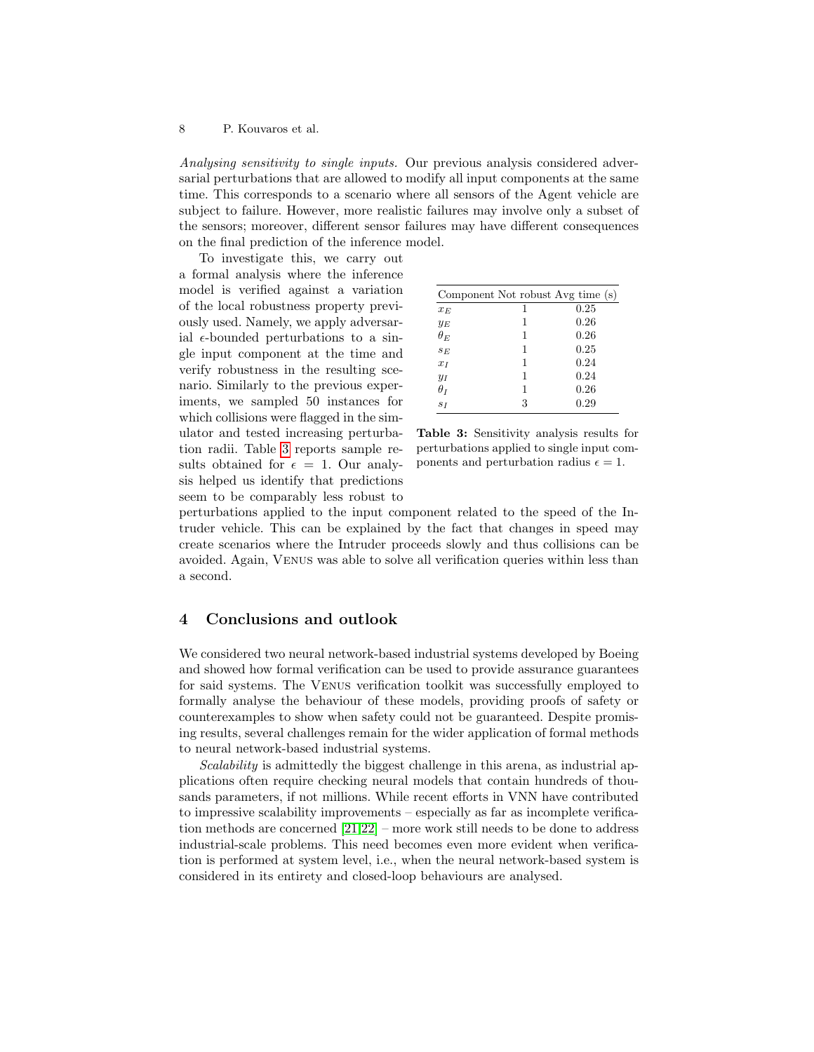*Analysing sensitivity to single inputs.* Our previous analysis considered adversarial perturbations that are allowed to modify all input components at the same time. This corresponds to a scenario where all sensors of the Agent vehicle are subject to failure. However, more realistic failures may involve only a subset of the sensors; moreover, different sensor failures may have different consequences on the final prediction of the inference model.

To investigate this, we carry out a formal analysis where the inference model is verified against a variation of the local robustness property previously used. Namely, we apply adversarial $\epsilon$-bounded perturbations to a single input component at the time and verify robustness in the resulting scenario. Similarly to the previous experiments, we sampled 50 instances for which collisions were flagged in the simulator and tested increasing perturbation radii. Table 3 reports sample results obtained for $\epsilon = 1$. Our analysis helped us identify that predictions seem to be comparably less robust to perturbations applied to the input component related to the speed of the Intruder vehicle. This can be explained by the fact that changes in speed may create scenarios where the Intruder proceeds slowly and thus collisions can be avoided. Again, VENUS was able to solve all verification queries within less than a second.

| Component | Not robust | Avg time (s) |
|---|---|---|
| $x_E$ | 1 | 0.25 |
| $y_E$ | 1 | 0.26 |
| $\theta_E$ | 1 | 0.26 |
| $s_E$ | 1 | 0.25 |
| $x_I$ | 1 | 0.24 |
| $y_I$ | 1 | 0.24 |
| $\theta_I$ | 1 | 0.26 |
| $s_I$ | 3 | 0.29 |

**Table 3:** Sensitivity analysis results for perturbations applied to single input components and perturbation radius $\epsilon = 1$.

## 4 Conclusions and outlook

We considered two neural network-based industrial systems developed by Boeing and showed how formal verification can be used to provide assurance guarantees for said systems. The VENUS verification toolkit was successfully employed to formally analyse the behaviour of these models, providing proofs of safety or counterexamples to show when safety could not be guaranteed. Despite promising results, several challenges remain for the wider application of formal methods to neural network-based industrial systems.

*Scalability* is admittedly the biggest challenge in this arena, as industrial applications often require checking neural models that contain hundreds of thousands parameters, if not millions. While recent efforts in VNN have contributed to impressive scalability improvements – especially as far as incomplete verification methods are concerned [21,22] – more work still needs to be done to address industrial-scale problems. This need becomes even more evident when verification is performed at system level, i.e., when the neural network-based system is considered in its entirety and closed-loop behaviours are analysed.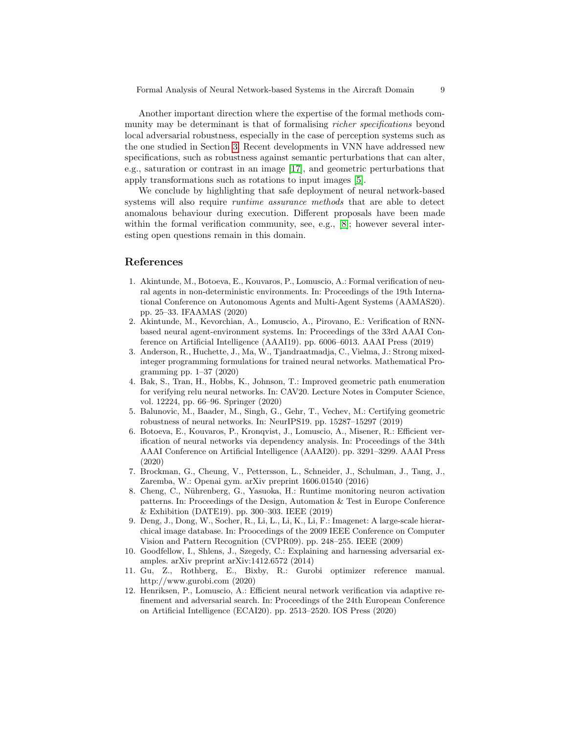Another important direction where the expertise of the formal methods community may be determinant is that of formalising *richer specifications* beyond local adversarial robustness, especially in the case of perception systems such as the one studied in Section 3. Recent developments in VNN have addressed new specifications, such as robustness against semantic perturbations that can alter, e.g., saturation or contrast in an image [17], and geometric perturbations that apply transformations such as rotations to input images [5].

We conclude by highlighting that safe deployment of neural network-based systems will also require *runtime assurance methods* that are able to detect anomalous behaviour during execution. Different proposals have been made within the formal verification community, see, e.g., [8]; however several interesting open questions remain in this domain.

## References

1. Akintunde, M., Botoeva, E., Kouvaros, P., Lomuscio, A.: Formal verification of neural agents in non-deterministic environments. In: Proceedings of the 19th International Conference on Autonomous Agents and Multi-Agent Systems (AAMAS20). pp. 25–33. IFAAMAS (2020)
2. Akintunde, M., Kevorchian, A., Lomuscio, A., Pirovano, E.: Verification of RNN-based neural agent-environment systems. In: Proceedings of the 33rd AAAI Conference on Artificial Intelligence (AAAI19). pp. 6006–6013. AAAI Press (2019)
3. Anderson, R., Huchette, J., Ma, W., Tjandraatmadja, C., Vielma, J.: Strong mixed-integer programming formulations for trained neural networks. Mathematical Programming pp. 1–37 (2020)
4. Bak, S., Tran, H., Hobbs, K., Johnson, T.: Improved geometric path enumeration for verifying relu neural networks. In: CAV20. Lecture Notes in Computer Science, vol. 12224, pp. 66–96. Springer (2020)
5. Balunovic, M., Baader, M., Singh, G., Gehr, T., Vechev, M.: Certifying geometric robustness of neural networks. In: NeurIPS19. pp. 15287–15297 (2019)
6. Botoeva, E., Kouvaros, P., Kronqvist, J., Lomuscio, A., Misener, R.: Efficient verification of neural networks via dependency analysis. In: Proceedings of the 34th AAAI Conference on Artificial Intelligence (AAAI20). pp. 3291–3299. AAAI Press (2020)
7. Brockman, G., Cheung, V., Pettersson, L., Schneider, J., Schulman, J., Tang, J., Zaremba, W.: Openai gym. arXiv preprint 1606.01540 (2016)
8. Cheng, C., Nührenberg, G., Yasuoka, H.: Runtime monitoring neuron activation patterns. In: Proceedings of the Design, Automation & Test in Europe Conference & Exhibition (DATE19). pp. 300–303. IEEE (2019)
9. Deng, J., Dong, W., Socher, R., Li, L., Li, K., Li, F.: Imagenet: A large-scale hierarchical image database. In: Proocedings of the 2009 IEEE Conference on Computer Vision and Pattern Recognition (CVPR09). pp. 248–255. IEEE (2009)
10. Goodfellow, I., Shlens, J., Szegedy, C.: Explaining and harnessing adversarial examples. arXiv preprint arXiv:1412.6572 (2014)
11. Gu, Z., Rothberg, E., Bixby, R.: Gurobi optimizer reference manual. http://www.gurobi.com (2020)
12. Henriksen, P., Lomuscio, A.: Efficient neural network verification via adaptive refinement and adversarial search. In: Proceedings of the 24th European Conference on Artificial Intelligence (ECAI20). pp. 2513–2520. IOS Press (2020)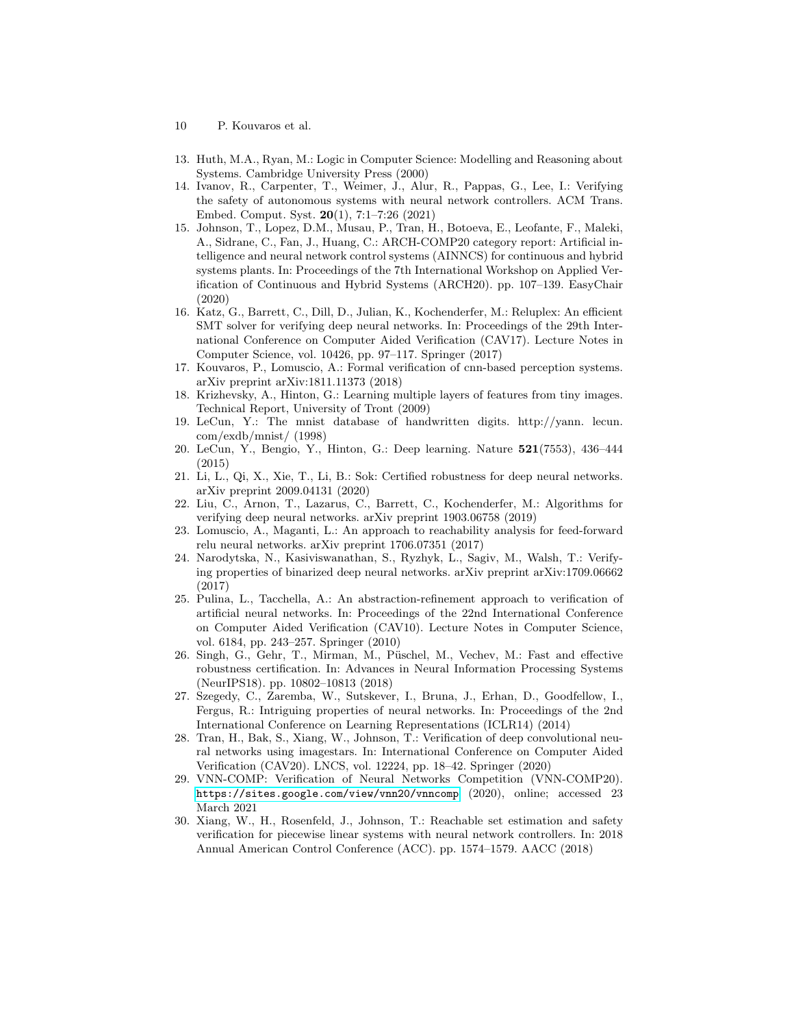13. Huth, M.A., Ryan, M.: Logic in Computer Science: Modelling and Reasoning about Systems. Cambridge University Press (2000)
14. Ivanov, R., Carpenter, T., Weimer, J., Alur, R., Pappas, G., Lee, I.: Verifying the safety of autonomous systems with neural network controllers. ACM Trans. Embed. Comput. Syst. **20**(1), 7:1–7:26 (2021)
15. Johnson, T., Lopez, D.M., Musau, P., Tran, H., Botoeva, E., Leofante, F., Maleki, A., Sidrane, C., Fan, J., Huang, C.: ARCH-COMP20 category report: Artificial intelligence and neural network control systems (AINNCS) for continuous and hybrid systems plants. In: Proceedings of the 7th International Workshop on Applied Verification of Continuous and Hybrid Systems (ARCH20). pp. 107–139. EasyChair (2020)
16. Katz, G., Barrett, C., Dill, D., Julian, K., Kochenderfer, M.: Reluplex: An efficient SMT solver for verifying deep neural networks. In: Proceedings of the 29th International Conference on Computer Aided Verification (CAV17). Lecture Notes in Computer Science, vol. 10426, pp. 97–117. Springer (2017)
17. Kouvaros, P., Lomuscio, A.: Formal verification of cnn-based perception systems. arXiv preprint arXiv:1811.11373 (2018)
18. Krizhevsky, A., Hinton, G.: Learning multiple layers of features from tiny images. Technical Report, University of Tront (2009)
19. LeCun, Y.: The mnist database of handwritten digits. http://yann. lecun. com/exdb/mnist/ (1998)
20. LeCun, Y., Bengio, Y., Hinton, G.: Deep learning. Nature **521**(7553), 436–444 (2015)
21. Li, L., Qi, X., Xie, T., Li, B.: Sok: Certified robustness for deep neural networks. arXiv preprint 2009.04131 (2020)
22. Liu, C., Arnon, T., Lazarus, C., Barrett, C., Kochenderfer, M.: Algorithms for verifying deep neural networks. arXiv preprint 1903.06758 (2019)
23. Lomuscio, A., Maganti, L.: An approach to reachability analysis for feed-forward relu neural networks. arXiv preprint 1706.07351 (2017)
24. Narodytska, N., Kasiviswanathan, S., Ryzhyk, L., Sagiv, M., Walsh, T.: Verifying properties of binarized deep neural networks. arXiv preprint arXiv:1709.06662 (2017)
25. Pulina, L., Tacchella, A.: An abstraction-refinement approach to verification of artificial neural networks. In: Proceedings of the 22nd International Conference on Computer Aided Verification (CAV10). Lecture Notes in Computer Science, vol. 6184, pp. 243–257. Springer (2010)
26. Singh, G., Gehr, T., Mirman, M., Püschel, M., Vechev, M.: Fast and effective robustness certification. In: Advances in Neural Information Processing Systems (NeurIPS18). pp. 10802–10813 (2018)
27. Szegedy, C., Zaremba, W., Sutskever, I., Bruna, J., Erhan, D., Goodfellow, I., Fergus, R.: Intriguing properties of neural networks. In: Proceedings of the 2nd International Conference on Learning Representations (ICLR14) (2014)
28. Tran, H., Bak, S., Xiang, W., Johnson, T.: Verification of deep convolutional neural networks using imagestars. In: International Conference on Computer Aided Verification (CAV20). LNCS, vol. 12224, pp. 18–42. Springer (2020)
29. VNN-COMP: Verification of Neural Networks Competition (VNN-COMP20). `https://sites.google.com/view/vnn20/vnncomp` (2020), online; accessed 23 March 2021
30. Xiang, W., H., Rosenfeld, J., Johnson, T.: Reachable set estimation and safety verification for piecewise linear systems with neural network controllers. In: 2018 Annual American Control Conference (ACC). pp. 1574–1579. AACC (2018)